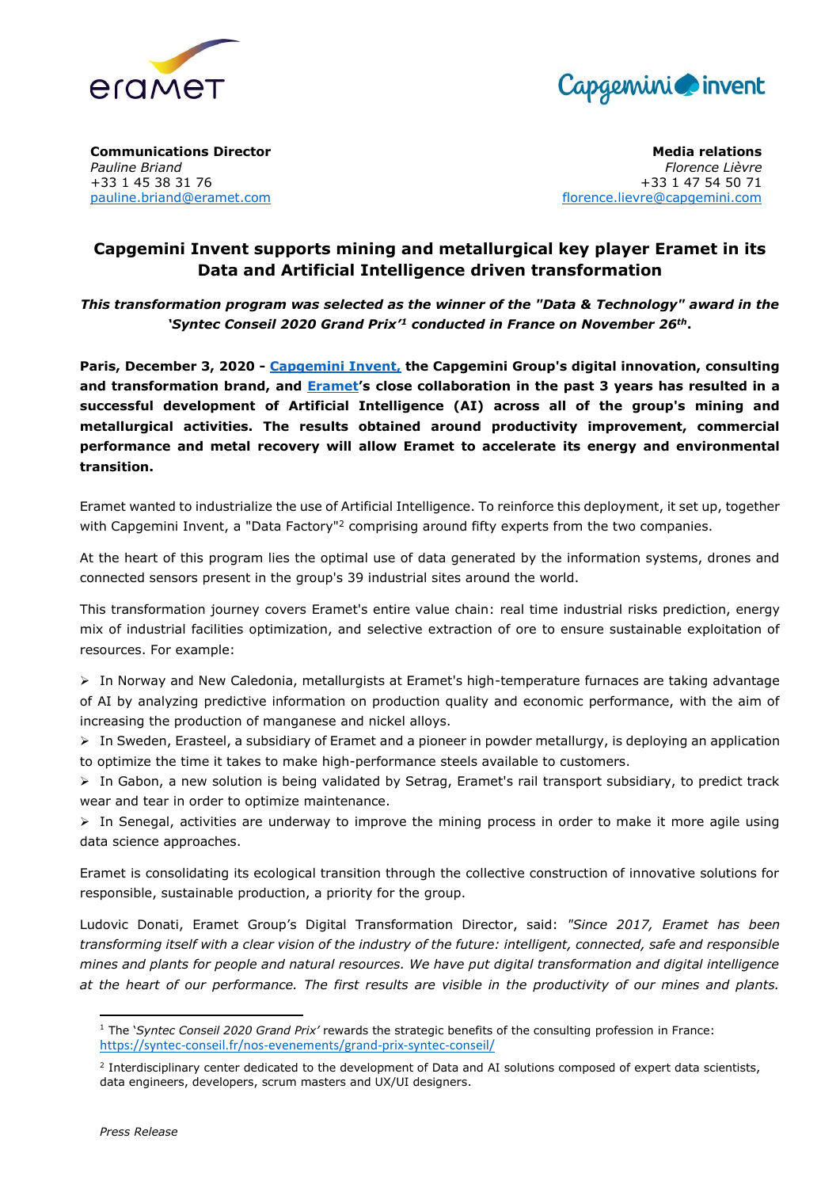**Communications Director**
*Pauline Briand*
+33 1 45 38 31 76
pauline.briand@eramet.com

**Media relations**
*Florence Lièvre*
+33 1 47 54 50 71
florence.lievre@capgemini.com

# Capgemini Invent supports mining and metallurgical key player Eramet in its Data and Artificial Intelligence driven transformation

***This transformation program was selected as the winner of the "Data & Technology" award in the 'Syntec Conseil 2020 Grand Prix'[1] conducted in France on November 26th.***

**Paris, December 3, 2020 - [Capgemini Invent,]() the Capgemini Group's digital innovation, consulting and transformation brand, and [Eramet]()'s close collaboration in the past 3 years has resulted in a successful development of Artificial Intelligence (AI) across all of the group's mining and metallurgical activities. The results obtained around productivity improvement, commercial performance and metal recovery will allow Eramet to accelerate its energy and environmental transition.**

Eramet wanted to industrialize the use of Artificial Intelligence. To reinforce this deployment, it set up, together with Capgemini Invent, a "Data Factory"[2] comprising around fifty experts from the two companies.

At the heart of this program lies the optimal use of data generated by the information systems, drones and connected sensors present in the group's 39 industrial sites around the world.

This transformation journey covers Eramet's entire value chain: real time industrial risks prediction, energy mix of industrial facilities optimization, and selective extraction of ore to ensure sustainable exploitation of resources. For example:

- In Norway and New Caledonia, metallurgists at Eramet's high-temperature furnaces are taking advantage of AI by analyzing predictive information on production quality and economic performance, with the aim of increasing the production of manganese and nickel alloys.
- In Sweden, Erasteel, a subsidiary of Eramet and a pioneer in powder metallurgy, is deploying an application to optimize the time it takes to make high-performance steels available to customers.
- In Gabon, a new solution is being validated by Setrag, Eramet's rail transport subsidiary, to predict track wear and tear in order to optimize maintenance.
- In Senegal, activities are underway to improve the mining process in order to make it more agile using data science approaches.

Eramet is consolidating its ecological transition through the collective construction of innovative solutions for responsible, sustainable production, a priority for the group.

Ludovic Donati, Eramet Group's Digital Transformation Director, said: *"Since 2017, Eramet has been transforming itself with a clear vision of the industry of the future: intelligent, connected, safe and responsible mines and plants for people and natural resources. We have put digital transformation and digital intelligence at the heart of our performance. The first results are visible in the productivity of our mines and plants.*

---

[1] The '*Syntec Conseil 2020 Grand Prix'* rewards the strategic benefits of the consulting profession in France: https://syntec-conseil.fr/nos-evenements/grand-prix-syntec-conseil/

[2] Interdisciplinary center dedicated to the development of Data and AI solutions composed of expert data scientists, data engineers, developers, scrum masters and UX/UI designers.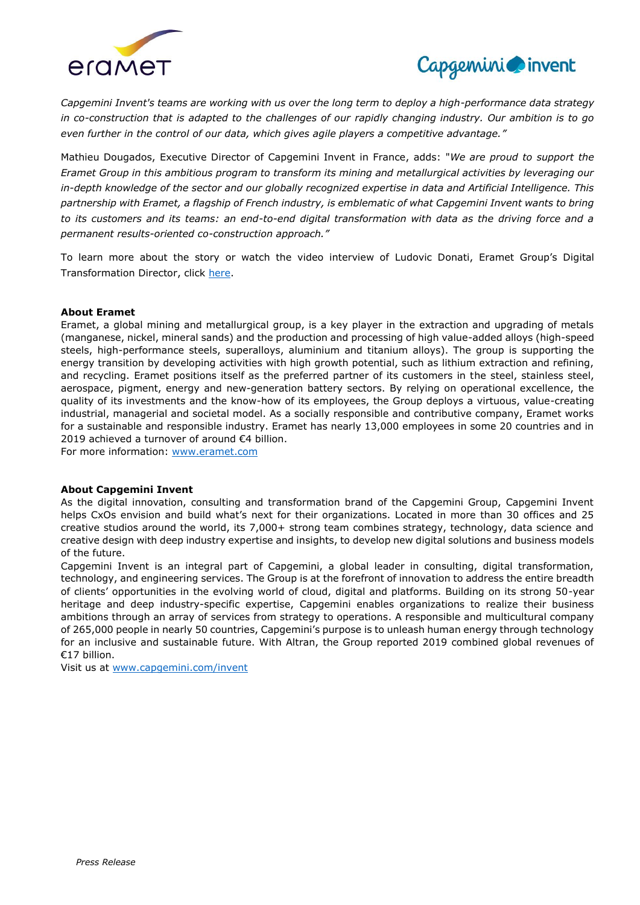*Capgemini Invent's teams are working with us over the long term to deploy a high-performance data strategy in co-construction that is adapted to the challenges of our rapidly changing industry. Our ambition is to go even further in the control of our data, which gives agile players a competitive advantage."*

Mathieu Dougados, Executive Director of Capgemini Invent in France, adds: "*We are proud to support the Eramet Group in this ambitious program to transform its mining and metallurgical activities by leveraging our in-depth knowledge of the sector and our globally recognized expertise in data and Artificial Intelligence. This partnership with Eramet, a flagship of French industry, is emblematic of what Capgemini Invent wants to bring to its customers and its teams: an end-to-end digital transformation with data as the driving force and a permanent results-oriented co-construction approach."*

To learn more about the story or watch the video interview of Ludovic Donati, Eramet Group's Digital Transformation Director, click here.

**About Eramet**

Eramet, a global mining and metallurgical group, is a key player in the extraction and upgrading of metals (manganese, nickel, mineral sands) and the production and processing of high value-added alloys (high-speed steels, high-performance steels, superalloys, aluminium and titanium alloys). The group is supporting the energy transition by developing activities with high growth potential, such as lithium extraction and refining, and recycling. Eramet positions itself as the preferred partner of its customers in the steel, stainless steel, aerospace, pigment, energy and new-generation battery sectors. By relying on operational excellence, the quality of its investments and the know-how of its employees, the Group deploys a virtuous, value-creating industrial, managerial and societal model. As a socially responsible and contributive company, Eramet works for a sustainable and responsible industry. Eramet has nearly 13,000 employees in some 20 countries and in 2019 achieved a turnover of around €4 billion.
For more information: www.eramet.com

**About Capgemini Invent**

As the digital innovation, consulting and transformation brand of the Capgemini Group, Capgemini Invent helps CxOs envision and build what's next for their organizations. Located in more than 30 offices and 25 creative studios around the world, its 7,000+ strong team combines strategy, technology, data science and creative design with deep industry expertise and insights, to develop new digital solutions and business models of the future.

Capgemini Invent is an integral part of Capgemini, a global leader in consulting, digital transformation, technology, and engineering services. The Group is at the forefront of innovation to address the entire breadth of clients' opportunities in the evolving world of cloud, digital and platforms. Building on its strong 50-year heritage and deep industry-specific expertise, Capgemini enables organizations to realize their business ambitions through an array of services from strategy to operations. A responsible and multicultural company of 265,000 people in nearly 50 countries, Capgemini's purpose is to unleash human energy through technology for an inclusive and sustainable future. With Altran, the Group reported 2019 combined global revenues of €17 billion.
Visit us at www.capgemini.com/invent